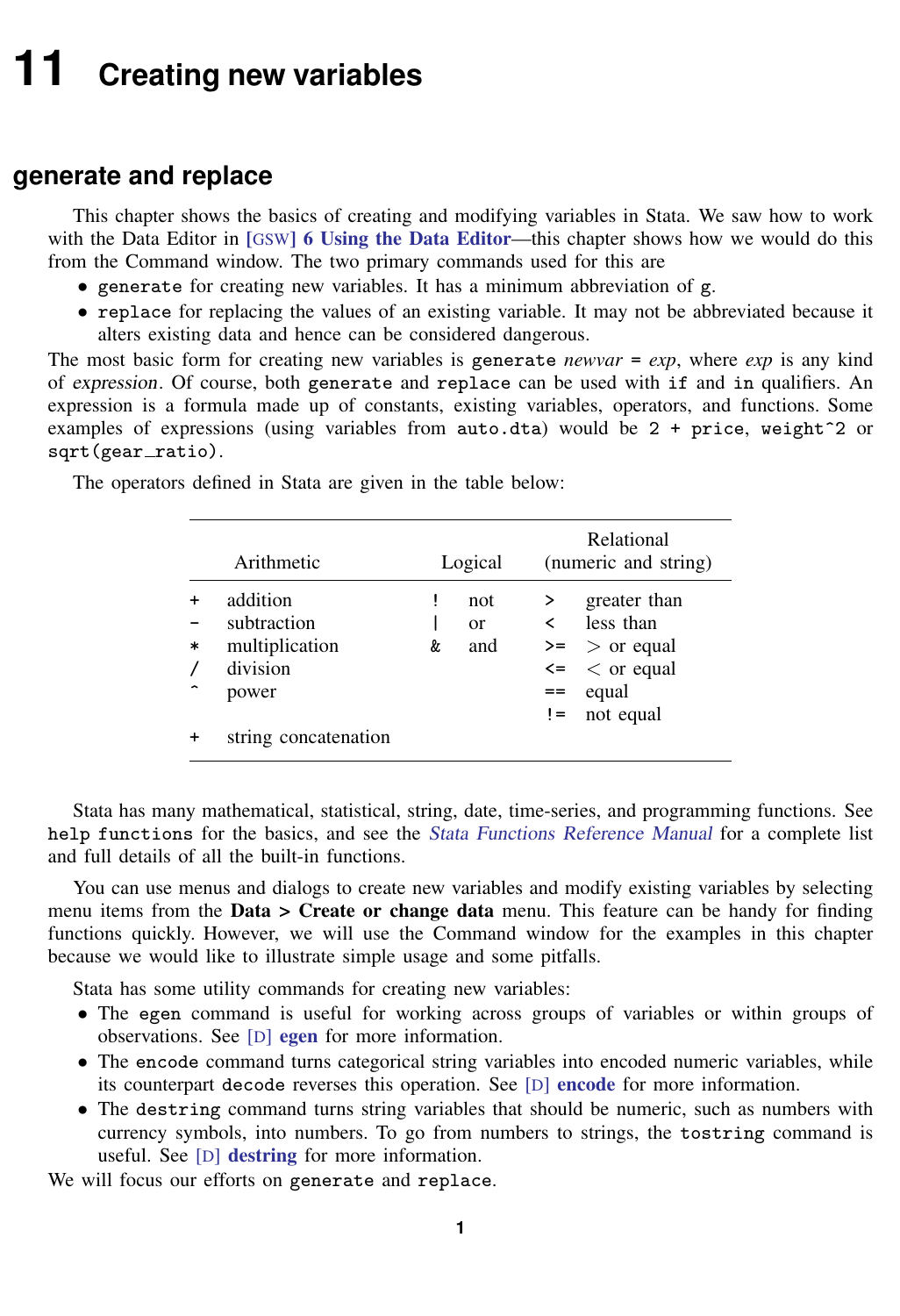# 11 Creating new variables

## generate and replace

This chapter shows the basics of creating and modifying variables in Stata. We saw how to work with the Data Editor in [GSW] **6 Using the Data Editor**—this chapter shows how we would do this from the Command window. The two primary commands used for this are

- `generate` for creating new variables. It has a minimum abbreviation of `g`.
- `replace` for replacing the values of an existing variable. It may not be abbreviated because it alters existing data and hence can be considered dangerous.

The most basic form for creating new variables is `generate` *newvar* `=` *exp*, where *exp* is any kind of *expression*. Of course, both `generate` and `replace` can be used with `if` and `in` qualifiers. An expression is a formula made up of constants, existing variables, operators, and functions. Some examples of expressions (using variables from `auto.dta`) would be `2 + price`, `weight^2` or `sqrt(gear_ratio)`.

The operators defined in Stata are given in the table below:

| Arithmetic | | Logical | | Relational (numeric and string) | |
|---|---|---|---|---|---|
| `+` | addition | `!` | not | `>` | greater than |
| `-` | subtraction | `\|` | or | `<` | less than |
| `*` | multiplication | `&` | and | `>=` | > or equal |
| `/` | division | | | `<=` | < or equal |
| `^` | power | | | `==` | equal |
| | | | | `!=` | not equal |
| `+` | string concatenation | | | | |

Stata has many mathematical, statistical, string, date, time-series, and programming functions. See `help functions` for the basics, and see the *Stata Functions Reference Manual* for a complete list and full details of all the built-in functions.

You can use menus and dialogs to create new variables and modify existing variables by selecting menu items from the **Data > Create or change data** menu. This feature can be handy for finding functions quickly. However, we will use the Command window for the examples in this chapter because we would like to illustrate simple usage and some pitfalls.

Stata has some utility commands for creating new variables:

- The `egen` command is useful for working across groups of variables or within groups of observations. See [D] **egen** for more information.
- The `encode` command turns categorical string variables into encoded numeric variables, while its counterpart `decode` reverses this operation. See [D] **encode** for more information.
- The `destring` command turns string variables that should be numeric, such as numbers with currency symbols, into numbers. To go from numbers to strings, the `tostring` command is useful. See [D] **destring** for more information.

We will focus our efforts on `generate` and `replace`.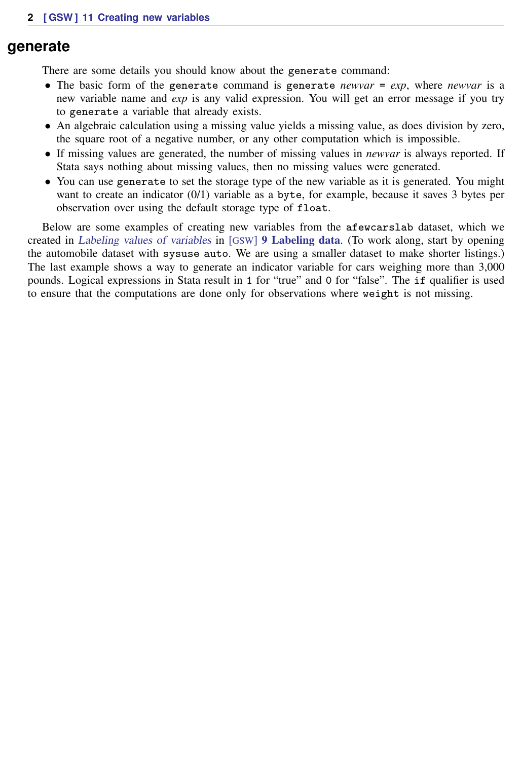## generate

There are some details you should know about the `generate` command:

- The basic form of the `generate` command is `generate` *newvar* `=` *exp*, where *newvar* is a new variable name and *exp* is any valid expression. You will get an error message if you try to `generate` a variable that already exists.
- An algebraic calculation using a missing value yields a missing value, as does division by zero, the square root of a negative number, or any other computation which is impossible.
- If missing values are generated, the number of missing values in *newvar* is always reported. If Stata says nothing about missing values, then no missing values were generated.
- You can use `generate` to set the storage type of the new variable as it is generated. You might want to create an indicator (0/1) variable as a `byte`, for example, because it saves 3 bytes per observation over using the default storage type of `float`.

Below are some examples of creating new variables from the `afewcarslab` dataset, which we created in *Labeling values of variables* in [GSW] **9 Labeling data**. (To work along, start by opening the automobile dataset with `sysuse auto`. We are using a smaller dataset to make shorter listings.) The last example shows a way to generate an indicator variable for cars weighing more than 3,000 pounds. Logical expressions in Stata result in `1` for "true" and `0` for "false". The `if` qualifier is used to ensure that the computations are done only for observations where `weight` is not missing.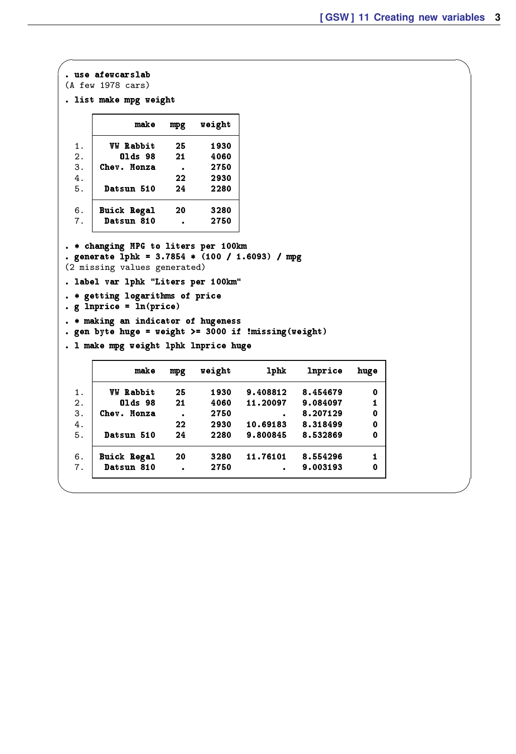```
. use afewcarslab
(A few 1978 cars)

. list make mpg weight

     +-----------------------------+
     |        make   mpg   weight  |
     |-----------------------------|
  1. |   VW Rabbit    25     1930  |
  2. |     Olds 98    21     4060  |
  3. | Chev. Monza     .     2750  |
  4. |                22     2930  |
  5. |  Datsun 510    24     2280  |
     |-----------------------------|
  6. | Buick Regal    20     3280  |
  7. |  Datsun 810     .     2750  |
     +-----------------------------+

. * changing MPG to liters per 100km
. generate lphk = 3.7854 * (100 / 1.6093) / mpg
(2 missing values generated)

. label var lphk "Liters per 100km"

. * getting logarithms of price
. g lnprice = ln(price)

. * making an indicator of hugeness
. gen byte huge = weight >= 3000 if !missing(weight)

. l make mpg weight lphk lnprice huge

     +-----------------------------------------------------------------+
     |        make   mpg   weight       lphk    lnprice   huge  |
     |-----------------------------------------------------------------|
  1. |   VW Rabbit    25     1930   9.408812   8.454679      0  |
  2. |     Olds 98    21     4060   11.20097   9.084097      1  |
  3. | Chev. Monza     .     2750          .   8.207129      0  |
  4. |                22     2930   10.69183   8.318499      0  |
  5. |  Datsun 510    24     2280   9.800845   8.532869      0  |
     |-----------------------------------------------------------------|
  6. | Buick Regal    20     3280   11.76101   8.554296      1  |
  7. |  Datsun 810     .     2750          .   9.003193      0  |
     +-----------------------------------------------------------------+
```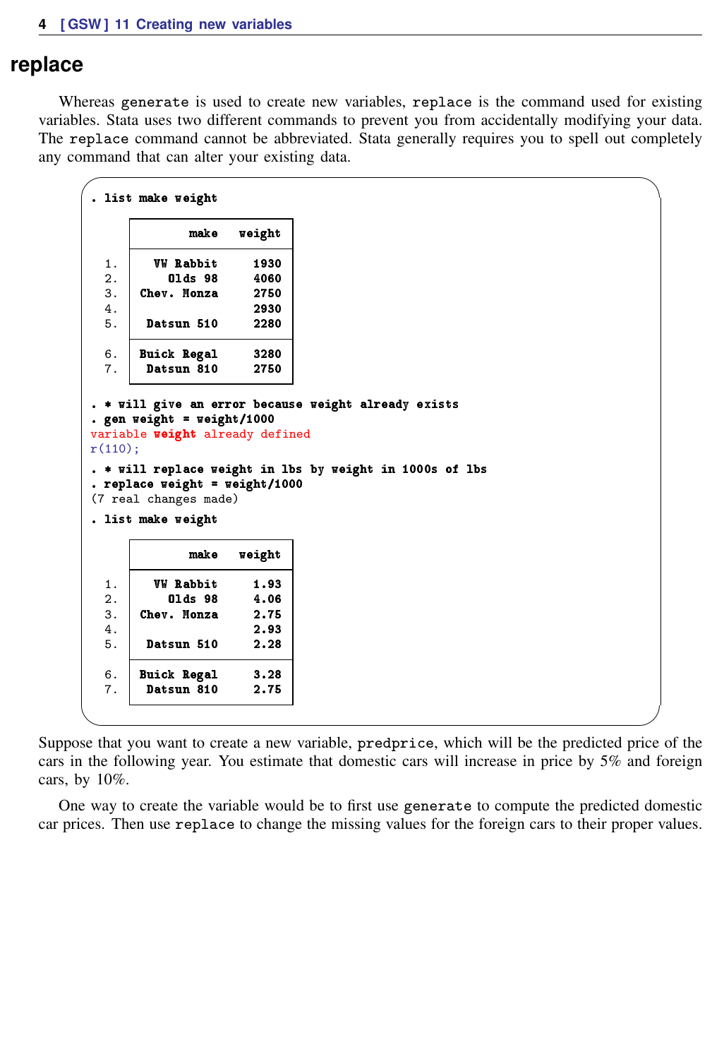## replace

Whereas generate is used to create new variables, replace is the command used for existing variables. Stata uses two different commands to prevent you from accidentally modifying your data. The replace command cannot be abbreviated. Stata generally requires you to spell out completely any command that can alter your existing data.

```
. list make weight

     +----------------------+
     |        make   weight |
     |----------------------|
  1. |   VW Rabbit     1930 |
  2. |     Olds 98     4060 |
  3. | Chev. Monza     2750 |
  4. |                 2930 |
  5. |  Datsun 510     2280 |
     |----------------------|
  6. | Buick Regal     3280 |
  7. |  Datsun 810     2750 |
     +----------------------+

. * will give an error because weight already exists
. gen weight = weight/1000
variable weight already defined
r(110);

. * will replace weight in lbs by weight in 1000s of lbs
. replace weight = weight/1000
(7 real changes made)

. list make weight

     +----------------------+
     |        make   weight |
     |----------------------|
  1. |   VW Rabbit     1.93 |
  2. |     Olds 98     4.06 |
  3. | Chev. Monza     2.75 |
  4. |                 2.93 |
  5. |  Datsun 510     2.28 |
     |----------------------|
  6. | Buick Regal     3.28 |
  7. |  Datsun 810     2.75 |
     +----------------------+
```

Suppose that you want to create a new variable, predprice, which will be the predicted price of the cars in the following year. You estimate that domestic cars will increase in price by 5% and foreign cars, by 10%.

One way to create the variable would be to first use generate to compute the predicted domestic car prices. Then use replace to change the missing values for the foreign cars to their proper values.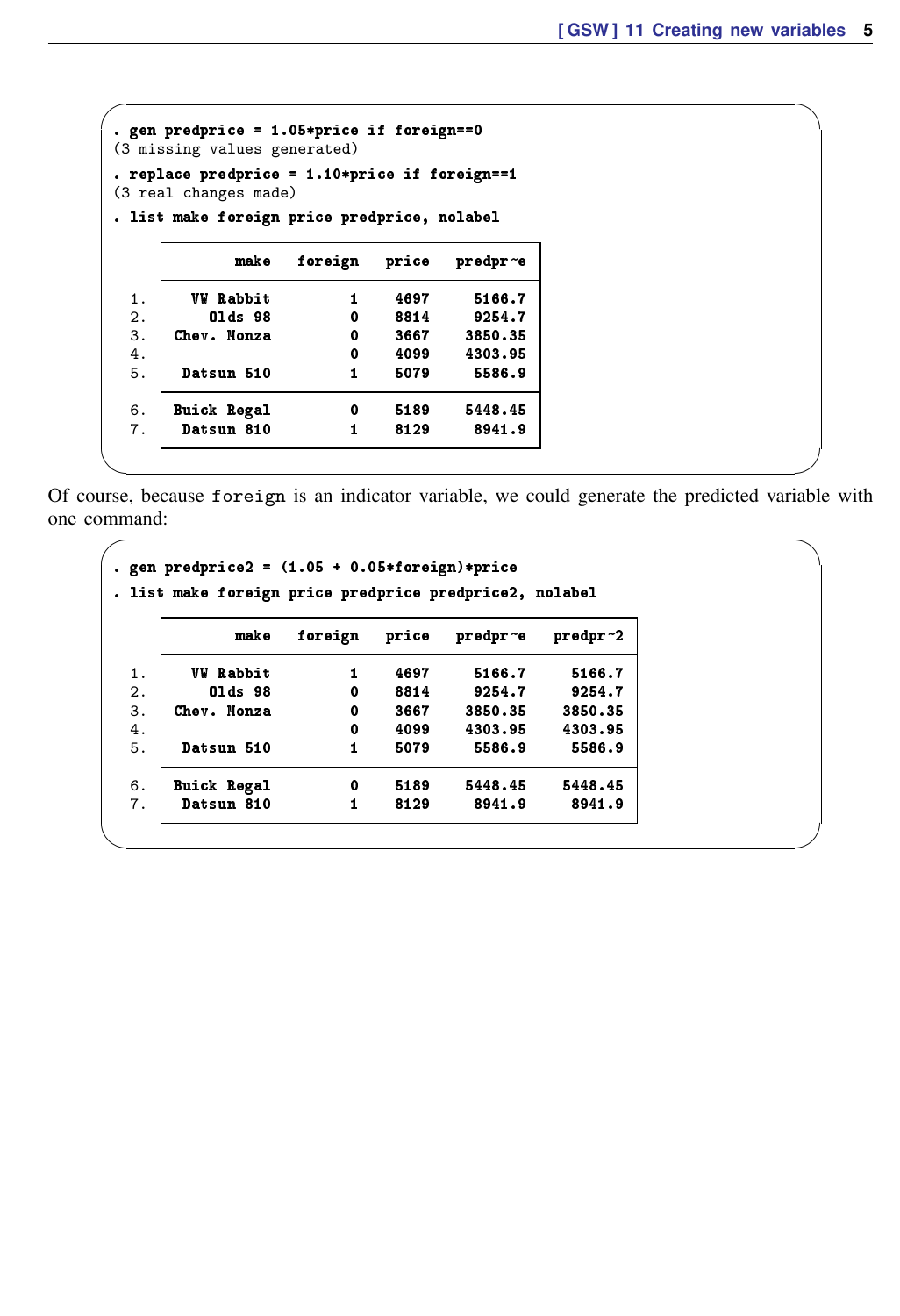```
. gen predprice = 1.05*price if foreign==0
(3 missing values generated)
. replace predprice = 1.10*price if foreign==1
(3 real changes made)
. list make foreign price predprice, nolabel

     +-------------------------------------------+
     |        make   foreign   price   predpr~e  |
     |-------------------------------------------|
  1. |   VW Rabbit         1    4697     5166.7  |
  2. |     Olds 98         0    8814     9254.7  |
  3. | Chev. Monza         0    3667    3850.35  |
  4. |                     0    4099    4303.95  |
  5. |  Datsun 510         1    5079     5586.9  |
     |-------------------------------------------|
  6. | Buick Regal         0    5189    5448.45  |
  7. |  Datsun 810         1    8129     8941.9  |
     +-------------------------------------------+
```

Of course, because `foreign` is an indicator variable, we could generate the predicted variable with one command:

```
. gen predprice2 = (1.05 + 0.05*foreign)*price
. list make foreign price predprice predprice2, nolabel

     +------------------------------------------------------+
     |        make   foreign   price   predpr~e   predpr~2  |
     |------------------------------------------------------|
  1. |   VW Rabbit         1    4697     5166.7     5166.7  |
  2. |     Olds 98         0    8814     9254.7     9254.7  |
  3. | Chev. Monza         0    3667    3850.35    3850.35  |
  4. |                     0    4099    4303.95    4303.95  |
  5. |  Datsun 510         1    5079     5586.9     5586.9  |
     |------------------------------------------------------|
  6. | Buick Regal         0    5189    5448.45    5448.45  |
  7. |  Datsun 810         1    8129     8941.9     8941.9  |
     +------------------------------------------------------+
```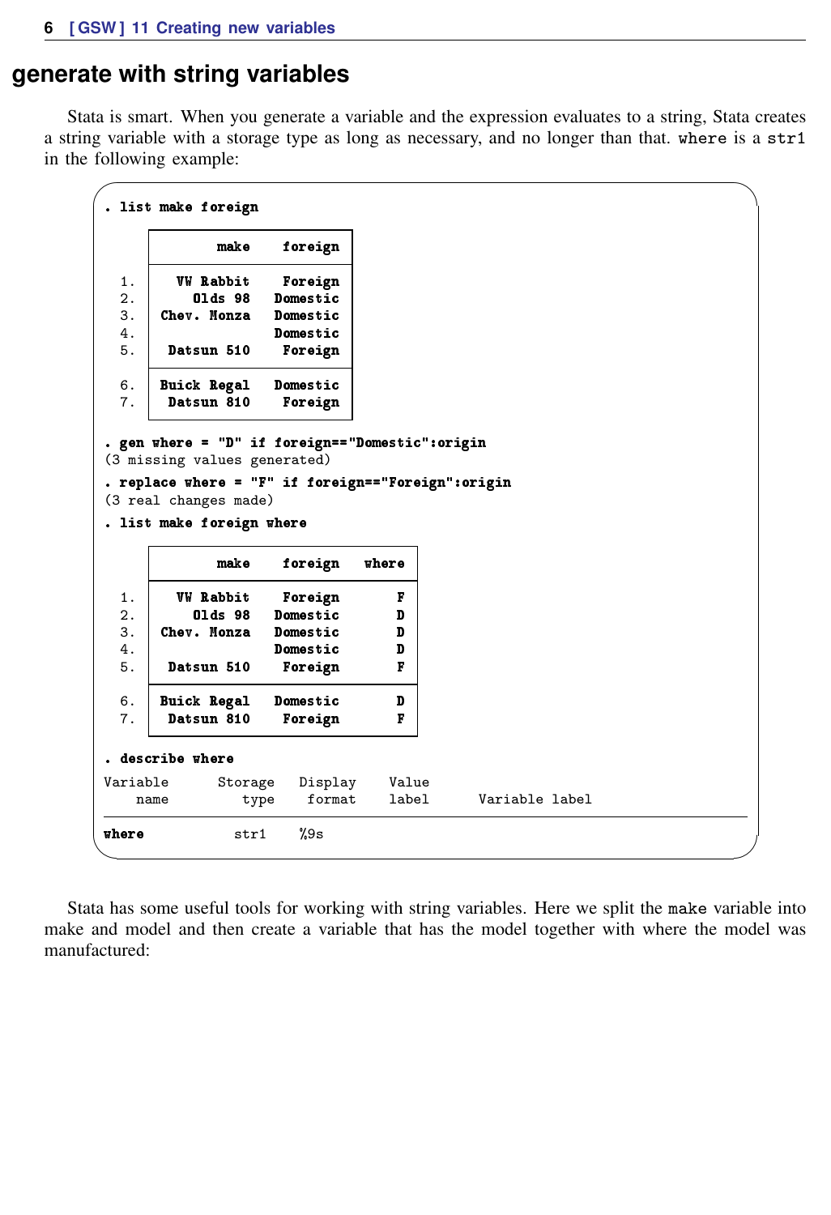## generate with string variables

Stata is smart. When you generate a variable and the expression evaluates to a string, Stata creates a string variable with a storage type as long as necessary, and no longer than that. `where` is a `str1` in the following example:

```
. list make foreign

     +-------------------------+
     |        make    foreign  |
     |-------------------------|
  1. |   VW Rabbit    Foreign  |
  2. |     Olds 98   Domestic  |
  3. | Chev. Monza   Domestic  |
  4. |               Domestic  |
  5. |  Datsun 510    Foreign  |
     |-------------------------|
  6. | Buick Regal   Domestic  |
  7. |  Datsun 810    Foreign  |
     +-------------------------+

. gen where = "D" if foreign=="Domestic":origin
(3 missing values generated)

. replace where = "F" if foreign=="Foreign":origin
(3 real changes made)

. list make foreign where

     +---------------------------------+
     |        make    foreign   where  |
     |---------------------------------|
  1. |   VW Rabbit    Foreign       F  |
  2. |     Olds 98   Domestic       D  |
  3. | Chev. Monza   Domestic       D  |
  4. |               Domestic       D  |
  5. |  Datsun 510    Foreign       F  |
     |---------------------------------|
  6. | Buick Regal   Domestic       D  |
  7. |  Datsun 810    Foreign       F  |
     +---------------------------------+

. describe where

Variable      Storage   Display    Value
    name         type    format    label      Variable label
--------------------------------------------------------------
where            str1    %9s
```

Stata has some useful tools for working with string variables. Here we split the `make` variable into make and model and then create a variable that has the model together with where the model was manufactured: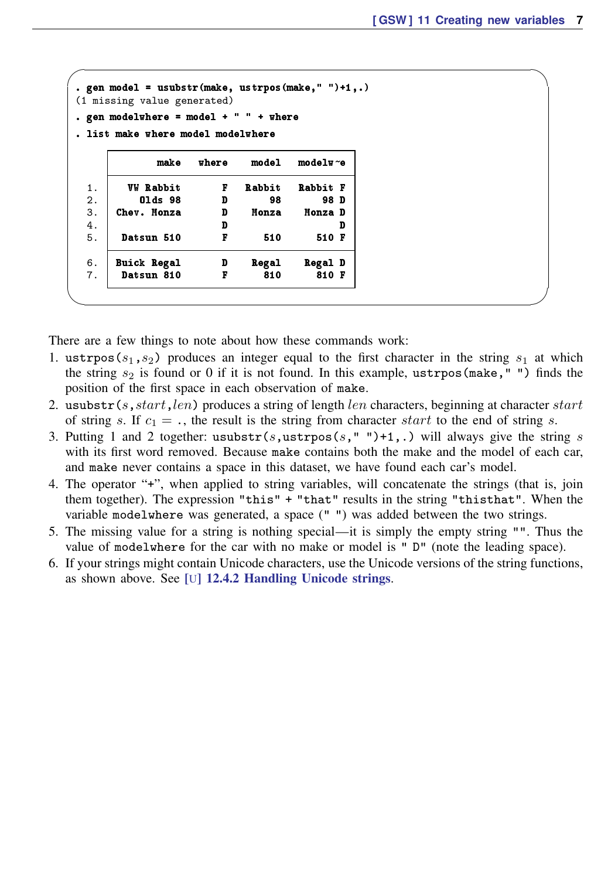```
. gen model = usubstr(make, ustrpos(make," ")+1,.)
(1 missing value generated)

. gen modelwhere = model + " " + where

. list make where model modelwhere

     +-------------------------------------------+
     |        make   where    model   modelw~e |
     |-------------------------------------------|
  1. |   VW Rabbit       F   Rabbit   Rabbit F |
  2. |     Olds 98       D       98       98 D |
  3. | Chev. Monza       D    Monza    Monza D |
  4. |                   D                   D |
  5. |  Datsun 510       F      510      510 F |
     |-------------------------------------------|
  6. | Buick Regal       D    Regal    Regal D |
  7. |  Datsun 810       F      810      810 F |
     +-------------------------------------------+
```

There are a few things to note about how these commands work:

1. `ustrpos(`$s_1$`,`$s_2$`)` produces an integer equal to the first character in the string $s_1$ at which the string $s_2$ is found or 0 if it is not found. In this example, `ustrpos(make," ")` finds the position of the first space in each observation of `make`.
2. `usubstr(`*s*`,`*start*`,`*len*`)` produces a string of length *len* characters, beginning at character *start* of string *s*. If $c_1 = .$, the result is the string from character *start* to the end of string *s*.
3. Putting 1 and 2 together: `usubstr(`*s*`,ustrpos(`*s*`," ")+1,.)` will always give the string *s* with its first word removed. Because `make` contains both the make and the model of each car, and `make` never contains a space in this dataset, we have found each car's model.
4. The operator "`+`", when applied to string variables, will concatenate the strings (that is, join them together). The expression `"this" + "that"` results in the string `"thisthat"`. When the variable `modelwhere` was generated, a space (`" "`) was added between the two strings.
5. The missing value for a string is nothing special—it is simply the empty string `""`. Thus the value of `modelwhere` for the car with no make or model is `" D"` (note the leading space).
6. If your strings might contain Unicode characters, use the Unicode versions of the string functions, as shown above. See **[U] 12.4.2 Handling Unicode strings**.